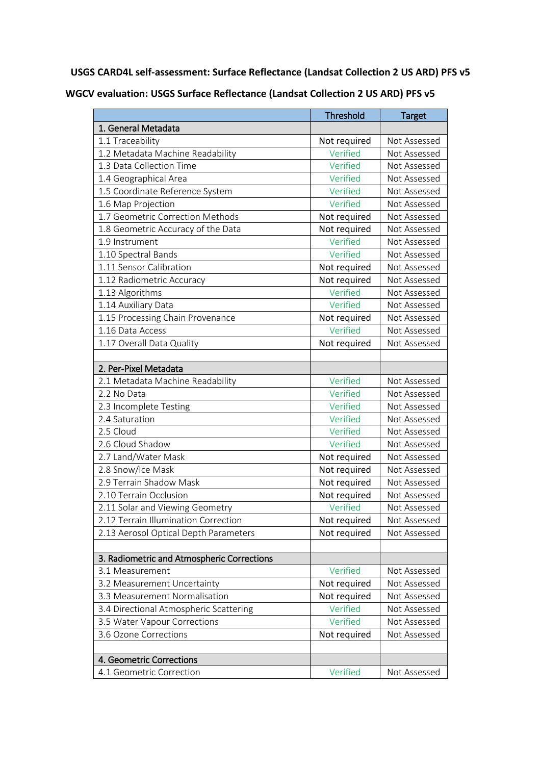**USGS CARD4L self-assessment: Surface Reflectance (Landsat Collection 2 US ARD) PFS v5**

**WGCV evaluation: USGS Surface Reflectance (Landsat Collection 2 US ARD) PFS v5**

| | Threshold | Target |
|---|---|---|
| **1. General Metadata** | | |
| 1.1 Traceability | Not required | Not Assessed |
| 1.2 Metadata Machine Readability | Verified | Not Assessed |
| 1.3 Data Collection Time | Verified | Not Assessed |
| 1.4 Geographical Area | Verified | Not Assessed |
| 1.5 Coordinate Reference System | Verified | Not Assessed |
| 1.6 Map Projection | Verified | Not Assessed |
| 1.7 Geometric Correction Methods | Not required | Not Assessed |
| 1.8 Geometric Accuracy of the Data | Not required | Not Assessed |
| 1.9 Instrument | Verified | Not Assessed |
| 1.10 Spectral Bands | Verified | Not Assessed |
| 1.11 Sensor Calibration | Not required | Not Assessed |
| 1.12 Radiometric Accuracy | Not required | Not Assessed |
| 1.13 Algorithms | Verified | Not Assessed |
| 1.14 Auxiliary Data | Verified | Not Assessed |
| 1.15 Processing Chain Provenance | Not required | Not Assessed |
| 1.16 Data Access | Verified | Not Assessed |
| 1.17 Overall Data Quality | Not required | Not Assessed |
| | | |
| **2. Per-Pixel Metadata** | | |
| 2.1 Metadata Machine Readability | Verified | Not Assessed |
| 2.2 No Data | Verified | Not Assessed |
| 2.3 Incomplete Testing | Verified | Not Assessed |
| 2.4 Saturation | Verified | Not Assessed |
| 2.5 Cloud | Verified | Not Assessed |
| 2.6 Cloud Shadow | Verified | Not Assessed |
| 2.7 Land/Water Mask | Not required | Not Assessed |
| 2.8 Snow/Ice Mask | Not required | Not Assessed |
| 2.9 Terrain Shadow Mask | Not required | Not Assessed |
| 2.10 Terrain Occlusion | Not required | Not Assessed |
| 2.11 Solar and Viewing Geometry | Verified | Not Assessed |
| 2.12 Terrain Illumination Correction | Not required | Not Assessed |
| 2.13 Aerosol Optical Depth Parameters | Not required | Not Assessed |
| | | |
| **3. Radiometric and Atmospheric Corrections** | | |
| 3.1 Measurement | Verified | Not Assessed |
| 3.2 Measurement Uncertainty | Not required | Not Assessed |
| 3.3 Measurement Normalisation | Not required | Not Assessed |
| 3.4 Directional Atmospheric Scattering | Verified | Not Assessed |
| 3.5 Water Vapour Corrections | Verified | Not Assessed |
| 3.6 Ozone Corrections | Not required | Not Assessed |
| | | |
| **4. Geometric Corrections** | | |
| 4.1 Geometric Correction | Verified | Not Assessed |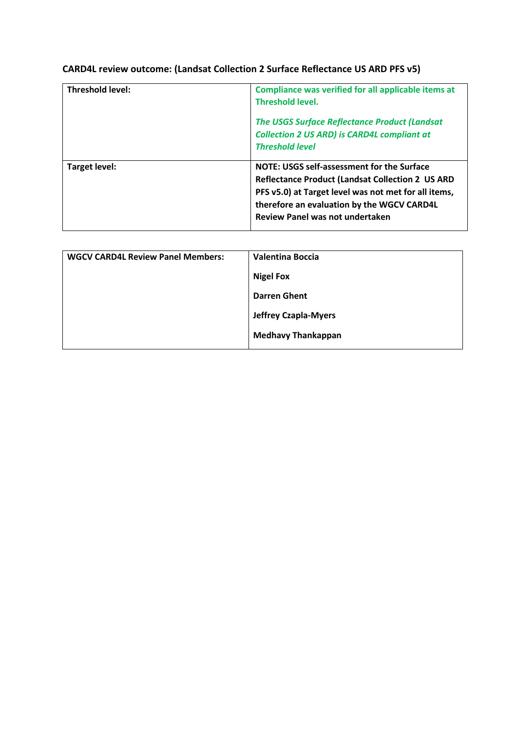**CARD4L review outcome: (Landsat Collection 2 Surface Reflectance US ARD PFS v5)**

| | |
|---|---|
| **Threshold level:** | **Compliance was verified for all applicable items at Threshold level.**<br><br>***The USGS Surface Reflectance Product (Landsat Collection 2 US ARD) is CARD4L compliant at Threshold level*** |
| **Target level:** | **NOTE: USGS self-assessment for the Surface Reflectance Product (Landsat Collection 2 US ARD PFS v5.0) at Target level was not met for all items, therefore an evaluation by the WGCV CARD4L Review Panel was not undertaken** |

| | |
|---|---|
| **WGCV CARD4L Review Panel Members:** | **Valentina Boccia**<br><br>**Nigel Fox**<br><br>**Darren Ghent**<br><br>**Jeffrey Czapla-Myers**<br><br>**Medhavy Thankappan** |